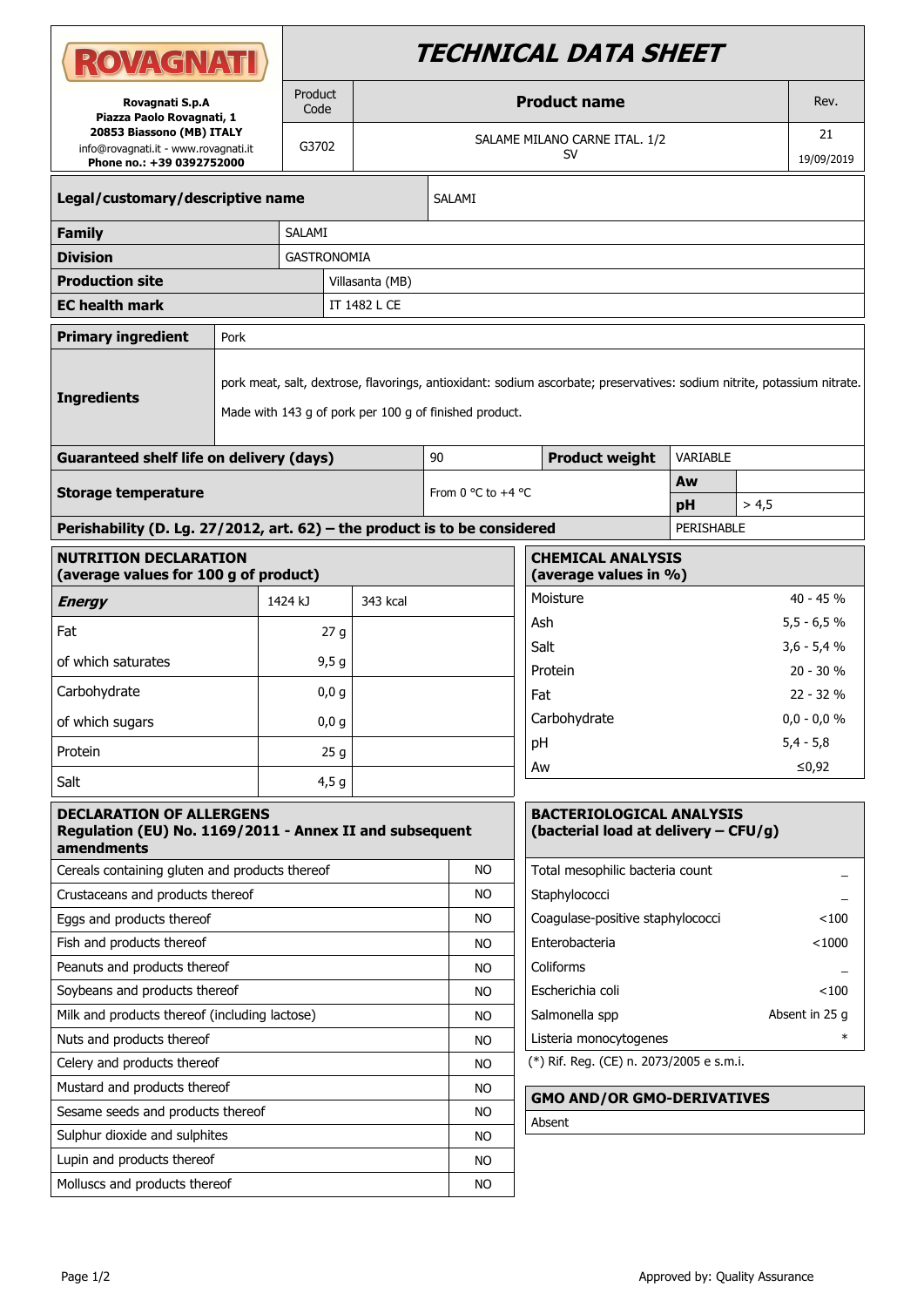# TECHNICAL DATA SHEET

**ROVAGNATI**

**Rovagnati S.p.A**
**Piazza Paolo Rovagnati, 1**
**20853 Biassono (MB) ITALY**
info@rovagnati.it - www.rovagnati.it
**Phone no.: +39 0392752000**

| Product Code | Product name | Rev. |
|---|---|---|
| G3702 | SALAME MILANO CARNE ITAL. 1/2 SV | 21<br>19/09/2019 |

| | |
|---|---|
| **Legal/customary/descriptive name** | SALAMI |
| **Family** | SALAMI |
| **Division** | GASTRONOMIA |
| **Production site** | Villasanta (MB) |
| **EC health mark** | IT 1482 L CE |

| | |
|---|---|
| **Primary ingredient** | Pork |
| **Ingredients** | pork meat, salt, dextrose, flavorings, antioxidant: sodium ascorbate; preservatives: sodium nitrite, potassium nitrate.<br>Made with 143 g of pork per 100 g of finished product. |

| | | | | |
|---|---|---|---|---|
| **Guaranteed shelf life on delivery (days)** | 90 | **Product weight** | VARIABLE | |
| **Storage temperature** | From 0 °C to +4 °C | | **Aw** | |
| | | | **pH** | > 4,5 |
| **Perishability (D. Lg. 27/2012, art. 62) – the product is to be considered** | | | PERISHABLE | |

| **NUTRITION DECLARATION (average values for 100 g of product)** | | |
|---|---|---|
| ***Energy*** | 1424 kJ | 343 kcal |
| Fat | 27 g | |
| of which saturates | 9,5 g | |
| Carbohydrate | 0,0 g | |
| of which sugars | 0,0 g | |
| Protein | 25 g | |
| Salt | 4,5 g | |

| **CHEMICAL ANALYSIS (average values in %)** | |
|---|---|
| Moisture | 40 - 45 % |
| Ash | 5,5 - 6,5 % |
| Salt | 3,6 - 5,4 % |
| Protein | 20 - 30 % |
| Fat | 22 - 32 % |
| Carbohydrate | 0,0 - 0,0 % |
| pH | 5,4 - 5,8 |
| Aw | ≤0,92 |

| **DECLARATION OF ALLERGENS Regulation (EU) No. 1169/2011 - Annex II and subsequent amendments** | |
|---|---|
| Cereals containing gluten and products thereof | NO |
| Crustaceans and products thereof | NO |
| Eggs and products thereof | NO |
| Fish and products thereof | NO |
| Peanuts and products thereof | NO |
| Soybeans and products thereof | NO |
| Milk and products thereof (including lactose) | NO |
| Nuts and products thereof | NO |
| Celery and products thereof | NO |
| Mustard and products thereof | NO |
| Sesame seeds and products thereof | NO |
| Sulphur dioxide and sulphites | NO |
| Lupin and products thereof | NO |
| Molluscs and products thereof | NO |

| **BACTERIOLOGICAL ANALYSIS (bacterial load at delivery – CFU/g)** | |
|---|---|
| Total mesophilic bacteria count | _ |
| Staphylococci | _ |
| Coagulase-positive staphylococci | <100 |
| Enterobacteria | <1000 |
| Coliforms | _ |
| Escherichia coli | <100 |
| Salmonella spp | Absent in 25 g |
| Listeria monocytogenes | * |

(*) Rif. Reg. (CE) n. 2073/2005 e s.m.i.

| **GMO AND/OR GMO-DERIVATIVES** |
|---|
| Absent |

Approved by: Quality Assurance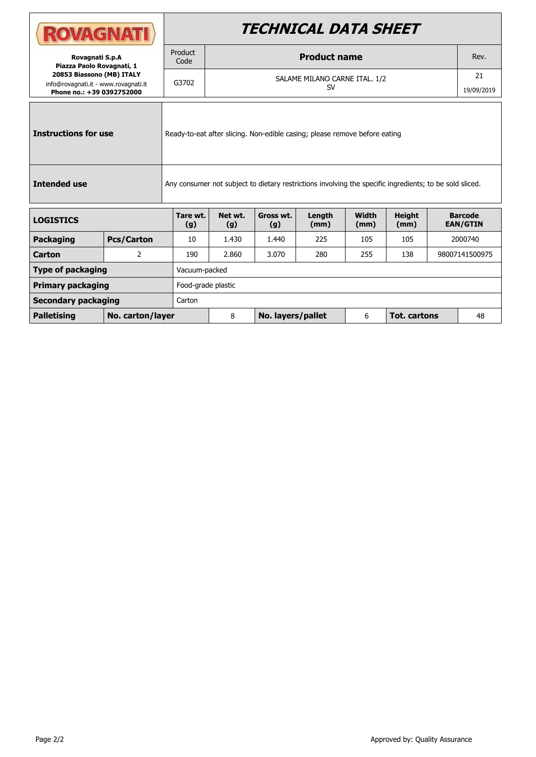# TECHNICAL DATA SHEET

**ROVAGNATI**

**Rovagnati S.p.A**
**Piazza Paolo Rovagnati, 1**
**20853 Biassono (MB) ITALY**
info@rovagnati.it - www.rovagnati.it
**Phone no.: +39 0392752000**

| Product Code | **Product name** | Rev. |
|---|---|---|
| G3702 | SALAME MILANO CARNE ITAL. 1/2 SV | 21<br>19/09/2019 |

| | |
|---|---|
| **Instructions for use** | Ready-to-eat after slicing. Non-edible casing; please remove before eating |
| **Intended use** | Any consumer not subject to dietary restrictions involving the specific ingredients; to be sold sliced. |

| **LOGISTICS** | | **Tare wt. (g)** | **Net wt. (g)** | **Gross wt. (g)** | **Length (mm)** | **Width (mm)** | **Height (mm)** | **Barcode EAN/GTIN** |
|---|---|---|---|---|---|---|---|---|
| **Packaging** | **Pcs/Carton** | 10 | 1.430 | 1.440 | 225 | 105 | 105 | 2000740 |
| **Carton** | 2 | 190 | 2.860 | 3.070 | 280 | 255 | 138 | 98007141500975 |
| **Type of packaging** | | Vacuum-packed | | | | | | |
| **Primary packaging** | | Food-grade plastic | | | | | | |
| **Secondary packaging** | | Carton | | | | | | |
| **Palletising** | **No. carton/layer** | | 8 | **No. layers/pallet** | 6 | **Tot. cartons** | | 48 |

Approved by: Quality Assurance